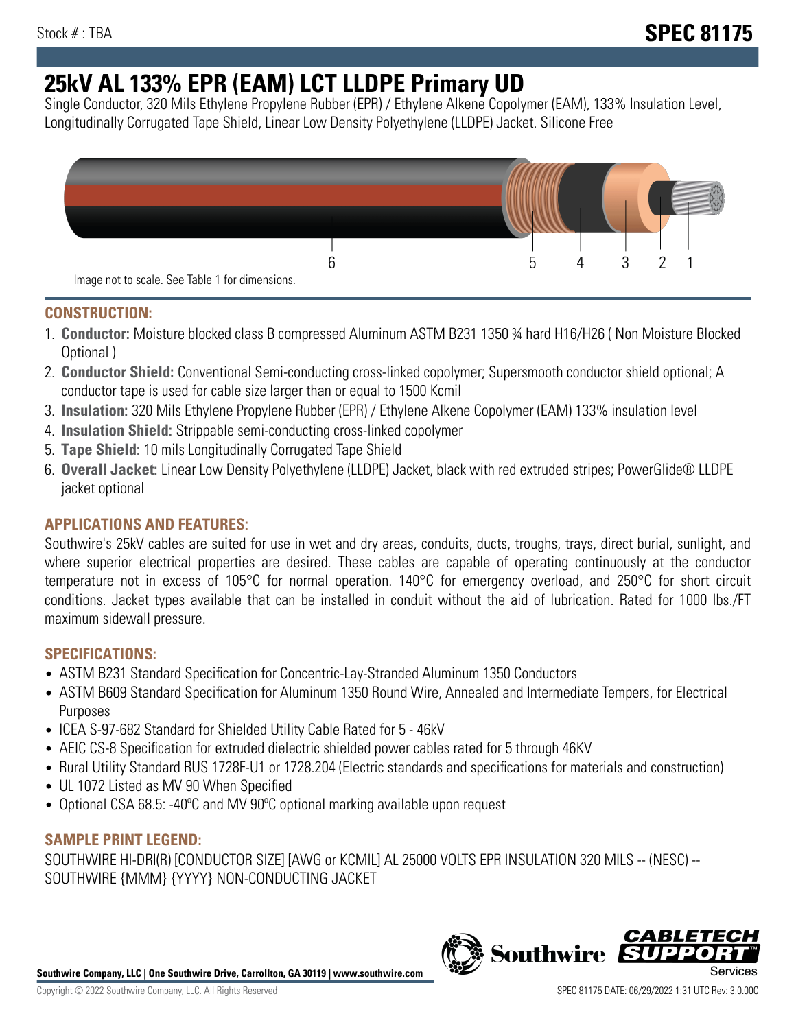Stock # : TBA

**SPEC 81175**

# 25kV AL 133% EPR (EAM) LCT LLDPE Primary UD

Single Conductor, 320 Mils Ethylene Propylene Rubber (EPR) / Ethylene Alkene Copolymer (EAM), 133% Insulation Level, Longitudinally Corrugated Tape Shield, Linear Low Density Polyethylene (LLDPE) Jacket. Silicone Free

Image not to scale. See Table 1 for dimensions.

## CONSTRUCTION:

1. **Conductor:** Moisture blocked class B compressed Aluminum ASTM B231 1350 ¾ hard H16/H26 ( Non Moisture Blocked Optional )
2. **Conductor Shield:** Conventional Semi-conducting cross-linked copolymer; Supersmooth conductor shield optional; A conductor tape is used for cable size larger than or equal to 1500 Kcmil
3. **Insulation:** 320 Mils Ethylene Propylene Rubber (EPR) / Ethylene Alkene Copolymer (EAM) 133% insulation level
4. **Insulation Shield:** Strippable semi-conducting cross-linked copolymer
5. **Tape Shield:** 10 mils Longitudinally Corrugated Tape Shield
6. **Overall Jacket:** Linear Low Density Polyethylene (LLDPE) Jacket, black with red extruded stripes; PowerGlide® LLDPE jacket optional

## APPLICATIONS AND FEATURES:

Southwire's 25kV cables are suited for use in wet and dry areas, conduits, ducts, troughs, trays, direct burial, sunlight, and where superior electrical properties are desired. These cables are capable of operating continuously at the conductor temperature not in excess of 105°C for normal operation. 140°C for emergency overload, and 250°C for short circuit conditions. Jacket types available that can be installed in conduit without the aid of lubrication. Rated for 1000 lbs./FT maximum sidewall pressure.

## SPECIFICATIONS:

- ASTM B231 Standard Specification for Concentric-Lay-Stranded Aluminum 1350 Conductors
- ASTM B609 Standard Specification for Aluminum 1350 Round Wire, Annealed and Intermediate Tempers, for Electrical Purposes
- ICEA S-97-682 Standard for Shielded Utility Cable Rated for 5 - 46kV
- AEIC CS-8 Specification for extruded dielectric shielded power cables rated for 5 through 46KV
- Rural Utility Standard RUS 1728F-U1 or 1728.204 (Electric standards and specifications for materials and construction)
- UL 1072 Listed as MV 90 When Specified
- Optional CSA 68.5: -40ºC and MV 90ºC optional marking available upon request

## SAMPLE PRINT LEGEND:

SOUTHWIRE HI-DRI(R) [CONDUCTOR SIZE] [AWG or KCMIL] AL 25000 VOLTS EPR INSULATION 320 MILS -- (NESC) -- SOUTHWIRE {MMM} {YYYY} NON-CONDUCTING JACKET

**Southwire Company, LLC | One Southwire Drive, Carrollton, GA 30119 | www.southwire.com**

Copyright © 2022 Southwire Company, LLC. All Rights Reserved

SPEC 81175 DATE: 06/29/2022 1:31 UTC Rev: 3.0.00C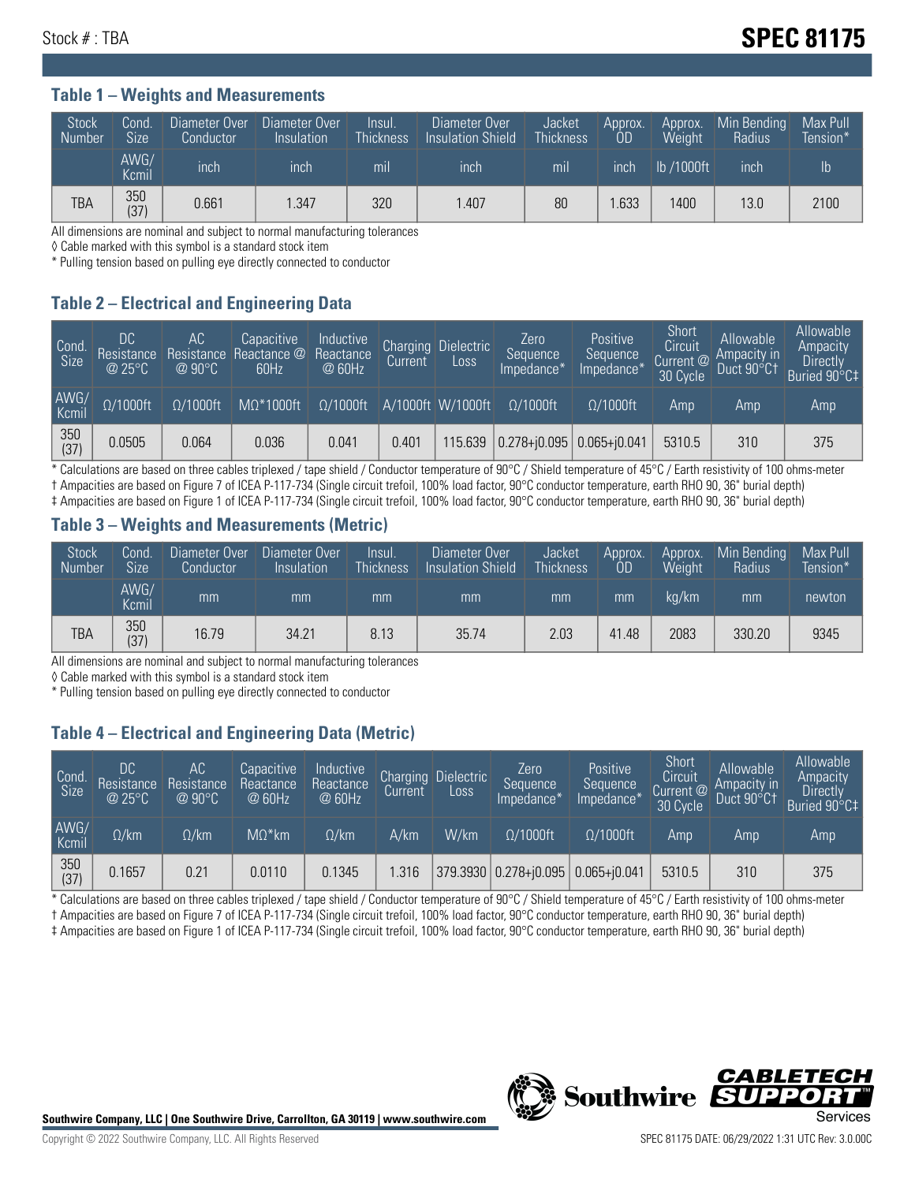Stock # : TBA

# SPEC 81175

## Table 1 – Weights and Measurements

| Stock Number | Cond. Size | Diameter Over Conductor | Diameter Over Insulation | Insul. Thickness | Diameter Over Insulation Shield | Jacket Thickness | Approx. OD | Approx. Weight | Min Bending Radius | Max Pull Tension* |
|---|---|---|---|---|---|---|---|---|---|---|
| | AWG/ Kcmil | inch | inch | mil | inch | mil | inch | lb /1000ft | inch | lb |
| TBA | 350 (37) | 0.661 | 1.347 | 320 | 1.407 | 80 | 1.633 | 1400 | 13.0 | 2100 |

All dimensions are nominal and subject to normal manufacturing tolerances

◊ Cable marked with this symbol is a standard stock item

* Pulling tension based on pulling eye directly connected to conductor

## Table 2 – Electrical and Engineering Data

| Cond. Size | DC Resistance @ 25°C | AC Resistance @ 90°C | Capacitive Reactance @ 60Hz | Inductive Reactance @ 60Hz | Charging Current | Dielectric Loss | Zero Sequence Impedance* | Positive Sequence Impedance* | Short Circuit Current @ 30 Cycle | Allowable Ampacity in Duct 90°C† | Allowable Ampacity Directly Buried 90°C‡ |
|---|---|---|---|---|---|---|---|---|---|---|---|
| AWG/ Kcmil | Ω/1000ft | Ω/1000ft | MΩ*1000ft | Ω/1000ft | A/1000ft | W/1000ft | Ω/1000ft | Ω/1000ft | Amp | Amp | Amp |
| 350 (37) | 0.0505 | 0.064 | 0.036 | 0.041 | 0.401 | 115.639 | 0.278+j0.095 | 0.065+j0.041 | 5310.5 | 310 | 375 |

* Calculations are based on three cables triplexed / tape shield / Conductor temperature of 90°C / Shield temperature of 45°C / Earth resistivity of 100 ohms-meter

† Ampacities are based on Figure 7 of ICEA P-117-734 (Single circuit trefoil, 100% load factor, 90°C conductor temperature, earth RHO 90, 36" burial depth)

‡ Ampacities are based on Figure 1 of ICEA P-117-734 (Single circuit trefoil, 100% load factor, 90°C conductor temperature, earth RHO 90, 36" burial depth)

## Table 3 – Weights and Measurements (Metric)

| Stock Number | Cond. Size | Diameter Over Conductor | Diameter Over Insulation | Insul. Thickness | Diameter Over Insulation Shield | Jacket Thickness | Approx. OD | Approx. Weight | Min Bending Radius | Max Pull Tension* |
|---|---|---|---|---|---|---|---|---|---|---|
| | AWG/ Kcmil | mm | mm | mm | mm | mm | mm | kg/km | mm | newton |
| TBA | 350 (37) | 16.79 | 34.21 | 8.13 | 35.74 | 2.03 | 41.48 | 2083 | 330.20 | 9345 |

All dimensions are nominal and subject to normal manufacturing tolerances

◊ Cable marked with this symbol is a standard stock item

* Pulling tension based on pulling eye directly connected to conductor

## Table 4 – Electrical and Engineering Data (Metric)

| Cond. Size | DC Resistance @ 25°C | AC Resistance @ 90°C | Capacitive Reactance @ 60Hz | Inductive Reactance @ 60Hz | Charging Current | Dielectric Loss | Zero Sequence Impedance* | Positive Sequence Impedance* | Short Circuit Current @ 30 Cycle | Allowable Ampacity in Duct 90°C† | Allowable Ampacity Directly Buried 90°C‡ |
|---|---|---|---|---|---|---|---|---|---|---|---|
| AWG/ Kcmil | Ω/km | Ω/km | MΩ*km | Ω/km | A/km | W/km | Ω/1000ft | Ω/1000ft | Amp | Amp | Amp |
| 350 (37) | 0.1657 | 0.21 | 0.0110 | 0.1345 | 1.316 | 379.3930 | 0.278+j0.095 | 0.065+j0.041 | 5310.5 | 310 | 375 |

* Calculations are based on three cables triplexed / tape shield / Conductor temperature of 90°C / Shield temperature of 45°C / Earth resistivity of 100 ohms-meter

† Ampacities are based on Figure 7 of ICEA P-117-734 (Single circuit trefoil, 100% load factor, 90°C conductor temperature, earth RHO 90, 36" burial depth)

‡ Ampacities are based on Figure 1 of ICEA P-117-734 (Single circuit trefoil, 100% load factor, 90°C conductor temperature, earth RHO 90, 36" burial depth)

**Southwire Company, LLC | One Southwire Drive, Carrollton, GA 30119 | www.southwire.com**

Copyright © 2022 Southwire Company, LLC. All Rights Reserved

SPEC 81175 DATE: 06/29/2022 1:31 UTC Rev: 3.0.00C